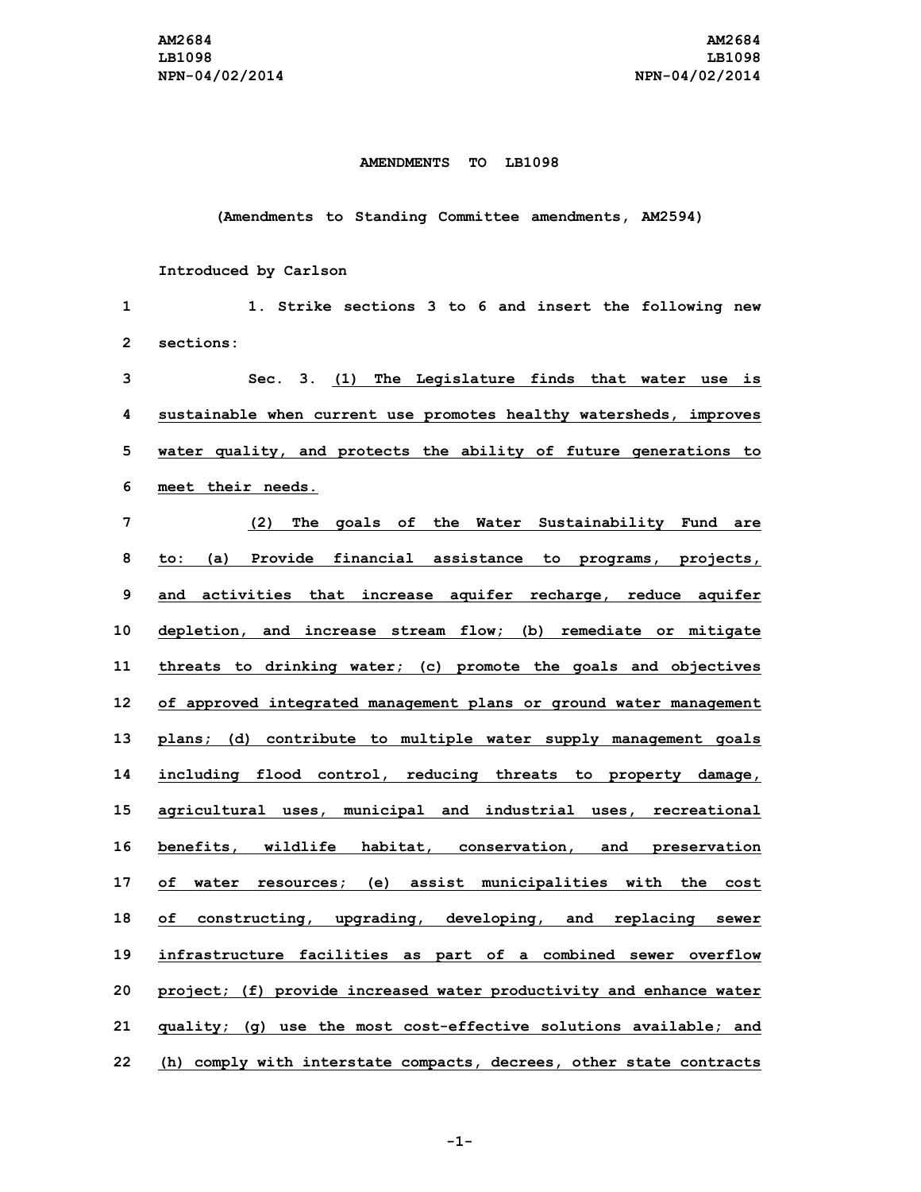# AMENDMENTS TO LB1098

(Amendments to Standing Committee amendments, AM2594)

Introduced by Carlson

1. Strike sections 3 to 6 and insert the following new sections:

Sec. 3. (1) The Legislature finds that water use is sustainable when current use promotes healthy watersheds, improves water quality, and protects the ability of future generations to meet their needs.

(2) The goals of the Water Sustainability Fund are to: (a) Provide financial assistance to programs, projects, and activities that increase aquifer recharge, reduce aquifer depletion, and increase stream flow; (b) remediate or mitigate threats to drinking water; (c) promote the goals and objectives of approved integrated management plans or ground water management plans; (d) contribute to multiple water supply management goals including flood control, reducing threats to property damage, agricultural uses, municipal and industrial uses, recreational benefits, wildlife habitat, conservation, and preservation of water resources; (e) assist municipalities with the cost of constructing, upgrading, developing, and replacing sewer infrastructure facilities as part of a combined sewer overflow project; (f) provide increased water productivity and enhance water quality; (g) use the most cost-effective solutions available; and (h) comply with interstate compacts, decrees, other state contracts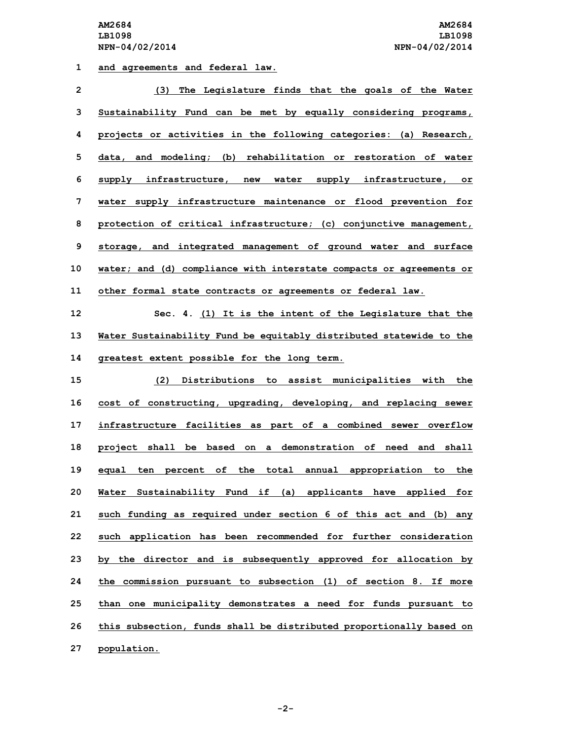and agreements and federal law.

(3) The Legislature finds that the goals of the Water Sustainability Fund can be met by equally considering programs, projects or activities in the following categories: (a) Research, data, and modeling; (b) rehabilitation or restoration of water supply infrastructure, new water supply infrastructure, or water supply infrastructure maintenance or flood prevention for protection of critical infrastructure; (c) conjunctive management, storage, and integrated management of ground water and surface water; and (d) compliance with interstate compacts or agreements or other formal state contracts or agreements or federal law.

Sec. 4. (1) It is the intent of the Legislature that the Water Sustainability Fund be equitably distributed statewide to the greatest extent possible for the long term.

(2) Distributions to assist municipalities with the cost of constructing, upgrading, developing, and replacing sewer infrastructure facilities as part of a combined sewer overflow project shall be based on a demonstration of need and shall equal ten percent of the total annual appropriation to the Water Sustainability Fund if (a) applicants have applied for such funding as required under section 6 of this act and (b) any such application has been recommended for further consideration by the director and is subsequently approved for allocation by the commission pursuant to subsection (1) of section 8. If more than one municipality demonstrates a need for funds pursuant to this subsection, funds shall be distributed proportionally based on population.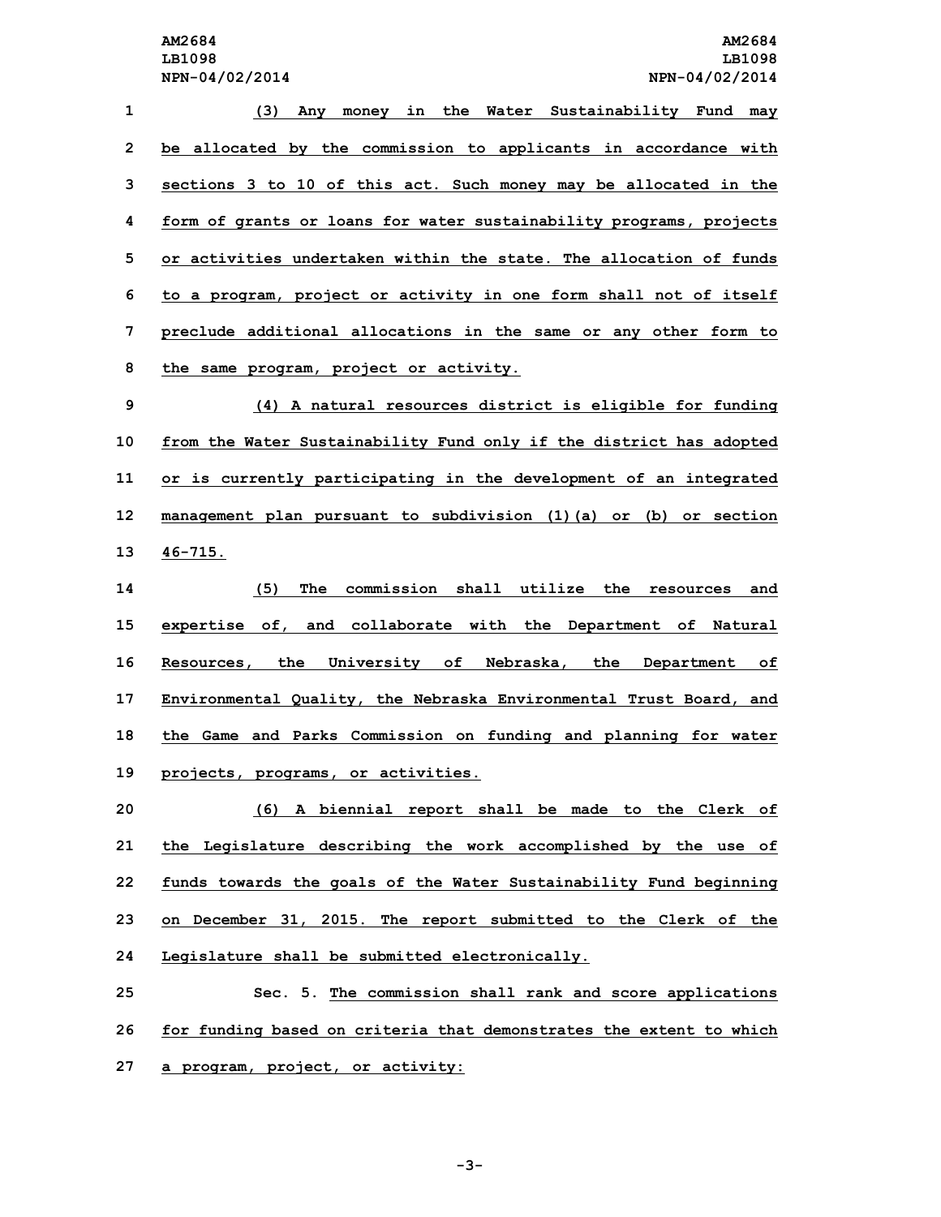(3) Any money in the Water Sustainability Fund may be allocated by the commission to applicants in accordance with sections 3 to 10 of this act. Such money may be allocated in the form of grants or loans for water sustainability programs, projects or activities undertaken within the state. The allocation of funds to a program, project or activity in one form shall not of itself preclude additional allocations in the same or any other form to the same program, project or activity.

(4) A natural resources district is eligible for funding from the Water Sustainability Fund only if the district has adopted or is currently participating in the development of an integrated management plan pursuant to subdivision (1)(a) or (b) or section 46-715.

(5) The commission shall utilize the resources and expertise of, and collaborate with the Department of Natural Resources, the University of Nebraska, the Department of Environmental Quality, the Nebraska Environmental Trust Board, and the Game and Parks Commission on funding and planning for water projects, programs, or activities.

(6) A biennial report shall be made to the Clerk of the Legislature describing the work accomplished by the use of funds towards the goals of the Water Sustainability Fund beginning on December 31, 2015. The report submitted to the Clerk of the Legislature shall be submitted electronically.

Sec. 5. The commission shall rank and score applications for funding based on criteria that demonstrates the extent to which a program, project, or activity: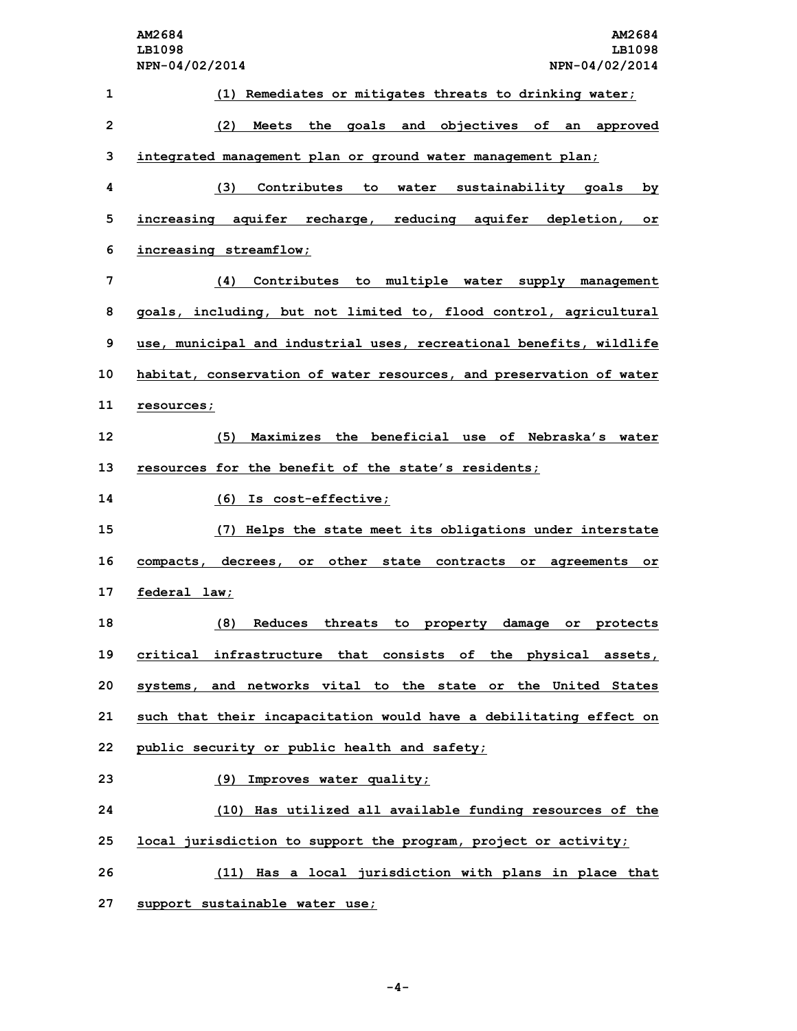(1) Remediates or mitigates threats to drinking water;

(2) Meets the goals and objectives of an approved integrated management plan or ground water management plan;

(3) Contributes to water sustainability goals by increasing aquifer recharge, reducing aquifer depletion, or increasing streamflow;

(4) Contributes to multiple water supply management goals, including, but not limited to, flood control, agricultural use, municipal and industrial uses, recreational benefits, wildlife habitat, conservation of water resources, and preservation of water resources;

(5) Maximizes the beneficial use of Nebraska's water resources for the benefit of the state's residents;

(6) Is cost-effective;

(7) Helps the state meet its obligations under interstate compacts, decrees, or other state contracts or agreements or federal law;

(8) Reduces threats to property damage or protects critical infrastructure that consists of the physical assets, systems, and networks vital to the state or the United States such that their incapacitation would have a debilitating effect on public security or public health and safety;

(9) Improves water quality;

(10) Has utilized all available funding resources of the local jurisdiction to support the program, project or activity;

(11) Has a local jurisdiction with plans in place that support sustainable water use;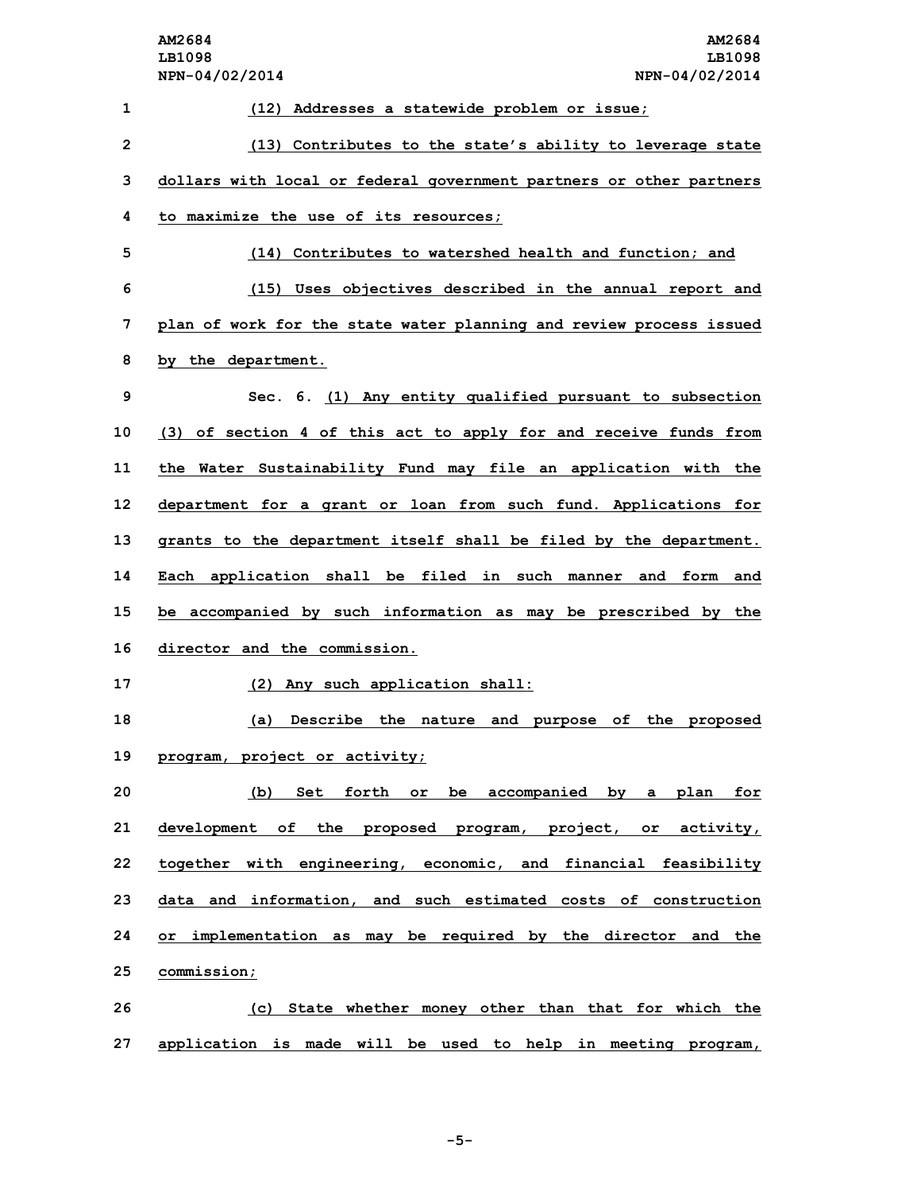(12) Addresses a statewide problem or issue;

(13) Contributes to the state's ability to leverage state dollars with local or federal government partners or other partners to maximize the use of its resources;

(14) Contributes to watershed health and function; and

(15) Uses objectives described in the annual report and plan of work for the state water planning and review process issued by the department.

Sec. 6. (1) Any entity qualified pursuant to subsection (3) of section 4 of this act to apply for and receive funds from the Water Sustainability Fund may file an application with the department for a grant or loan from such fund. Applications for grants to the department itself shall be filed by the department. Each application shall be filed in such manner and form and be accompanied by such information as may be prescribed by the director and the commission.

(2) Any such application shall:

(a) Describe the nature and purpose of the proposed program, project or activity;

(b) Set forth or be accompanied by a plan for development of the proposed program, project, or activity, together with engineering, economic, and financial feasibility data and information, and such estimated costs of construction or implementation as may be required by the director and the commission;

(c) State whether money other than that for which the application is made will be used to help in meeting program,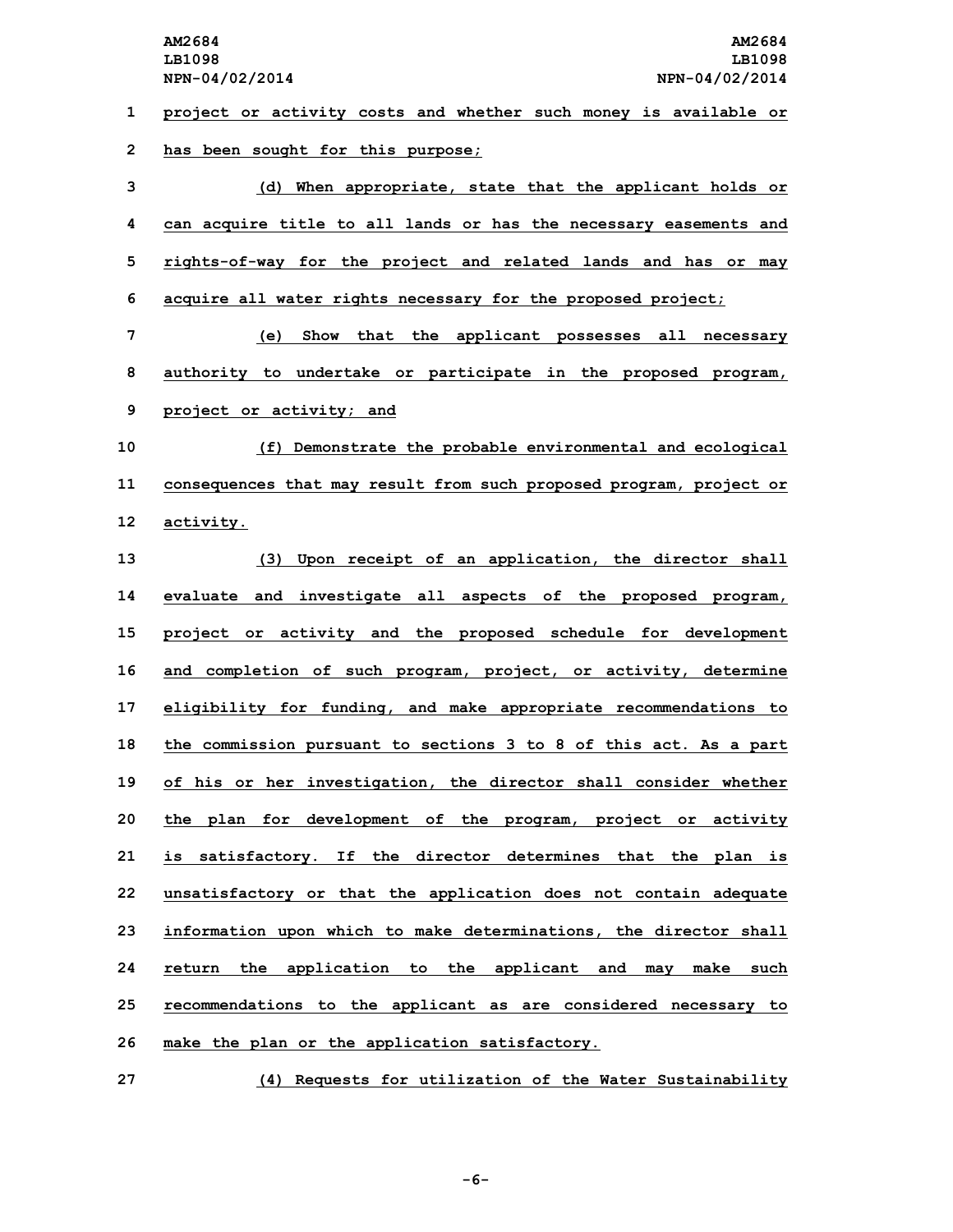project or activity costs and whether such money is available or has been sought for this purpose;

(d) When appropriate, state that the applicant holds or can acquire title to all lands or has the necessary easements and rights-of-way for the project and related lands and has or may acquire all water rights necessary for the proposed project;

(e) Show that the applicant possesses all necessary authority to undertake or participate in the proposed program, project or activity; and

(f) Demonstrate the probable environmental and ecological consequences that may result from such proposed program, project or activity.

(3) Upon receipt of an application, the director shall evaluate and investigate all aspects of the proposed program, project or activity and the proposed schedule for development and completion of such program, project, or activity, determine eligibility for funding, and make appropriate recommendations to the commission pursuant to sections 3 to 8 of this act. As a part of his or her investigation, the director shall consider whether the plan for development of the program, project or activity is satisfactory. If the director determines that the plan is unsatisfactory or that the application does not contain adequate information upon which to make determinations, the director shall return the application to the applicant and may make such recommendations to the applicant as are considered necessary to make the plan or the application satisfactory.

(4) Requests for utilization of the Water Sustainability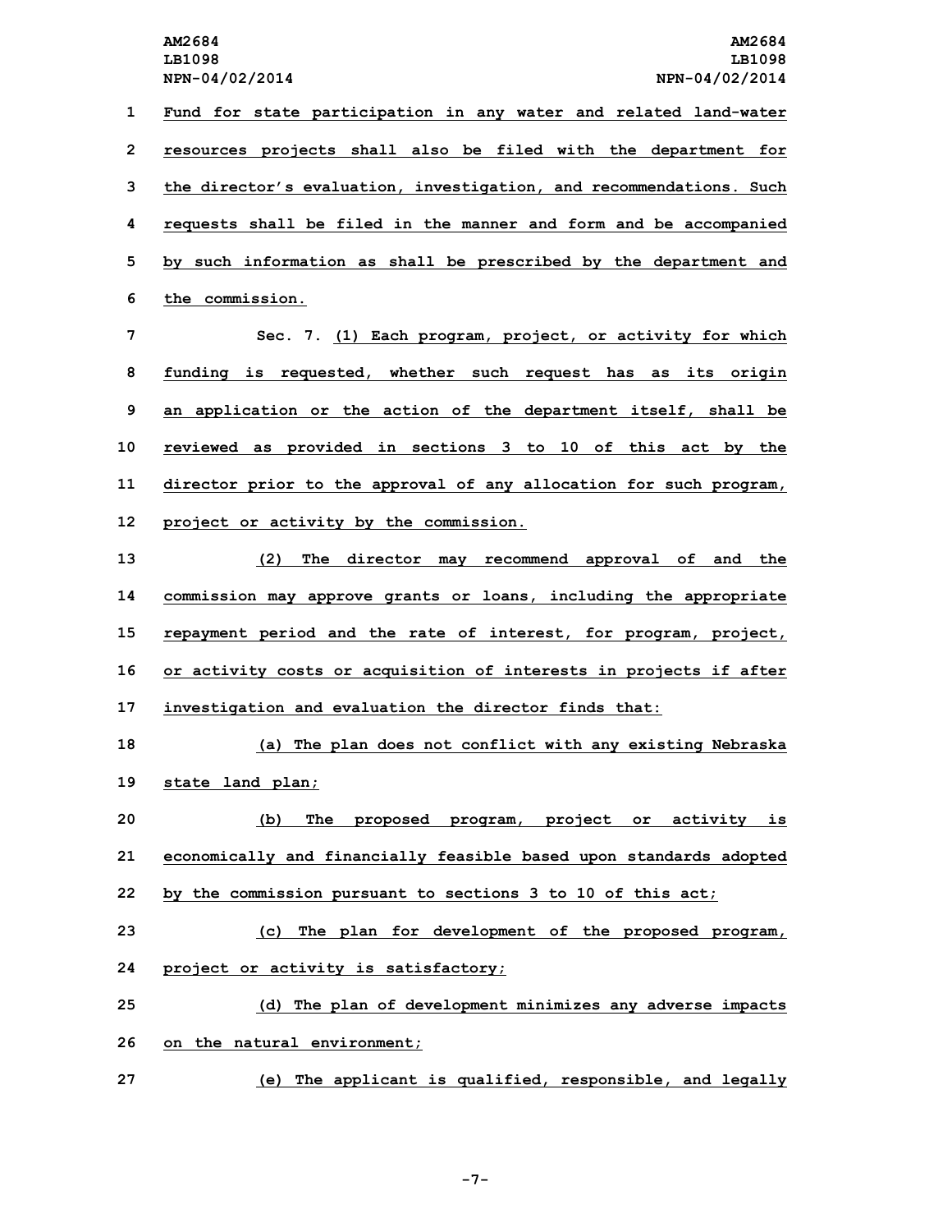Fund for state participation in any water and related land-water resources projects shall also be filed with the department for the director's evaluation, investigation, and recommendations. Such requests shall be filed in the manner and form and be accompanied by such information as shall be prescribed by the department and the commission.

Sec. 7. (1) Each program, project, or activity for which funding is requested, whether such request has as its origin an application or the action of the department itself, shall be reviewed as provided in sections 3 to 10 of this act by the director prior to the approval of any allocation for such program, project or activity by the commission.

(2) The director may recommend approval of and the commission may approve grants or loans, including the appropriate repayment period and the rate of interest, for program, project, or activity costs or acquisition of interests in projects if after investigation and evaluation the director finds that:

(a) The plan does not conflict with any existing Nebraska state land plan;

(b) The proposed program, project or activity is economically and financially feasible based upon standards adopted by the commission pursuant to sections 3 to 10 of this act;

(c) The plan for development of the proposed program, project or activity is satisfactory;

(d) The plan of development minimizes any adverse impacts on the natural environment;

(e) The applicant is qualified, responsible, and legally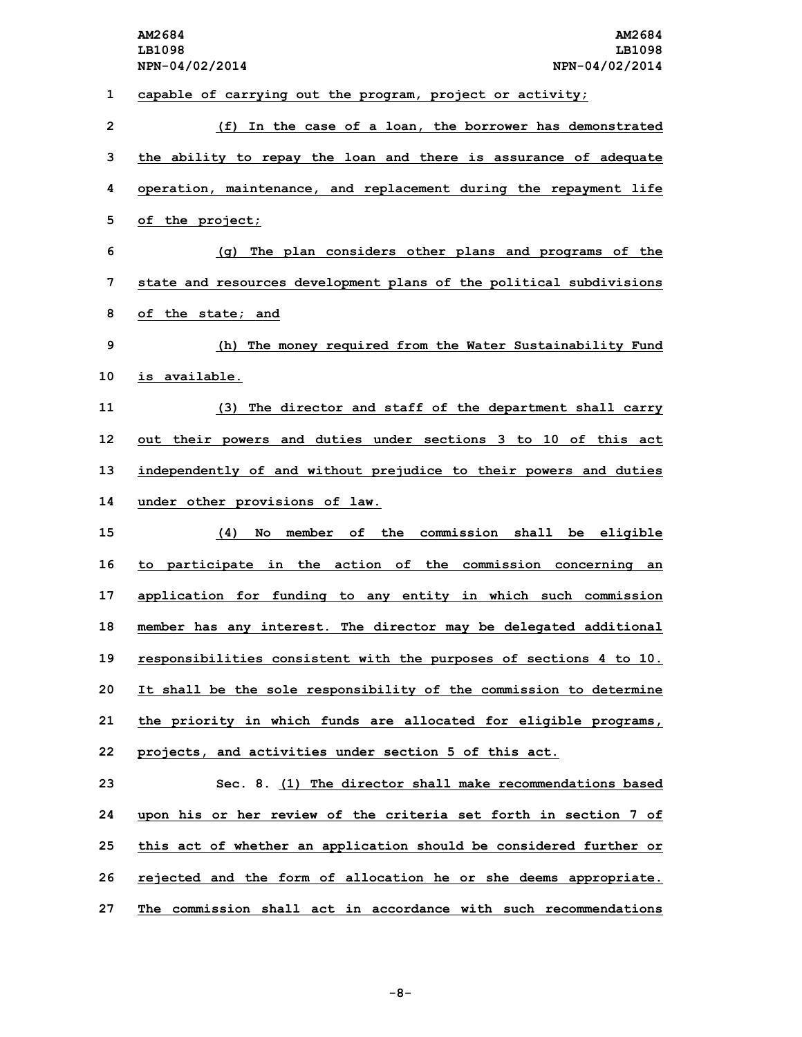capable of carrying out the program, project or activity;

(f) In the case of a loan, the borrower has demonstrated the ability to repay the loan and there is assurance of adequate operation, maintenance, and replacement during the repayment life of the project;

(g) The plan considers other plans and programs of the state and resources development plans of the political subdivisions of the state; and

(h) The money required from the Water Sustainability Fund is available.

(3) The director and staff of the department shall carry out their powers and duties under sections 3 to 10 of this act independently of and without prejudice to their powers and duties under other provisions of law.

(4) No member of the commission shall be eligible to participate in the action of the commission concerning an application for funding to any entity in which such commission member has any interest. The director may be delegated additional responsibilities consistent with the purposes of sections 4 to 10. It shall be the sole responsibility of the commission to determine the priority in which funds are allocated for eligible programs, projects, and activities under section 5 of this act.

Sec. 8. (1) The director shall make recommendations based upon his or her review of the criteria set forth in section 7 of this act of whether an application should be considered further or rejected and the form of allocation he or she deems appropriate. The commission shall act in accordance with such recommendations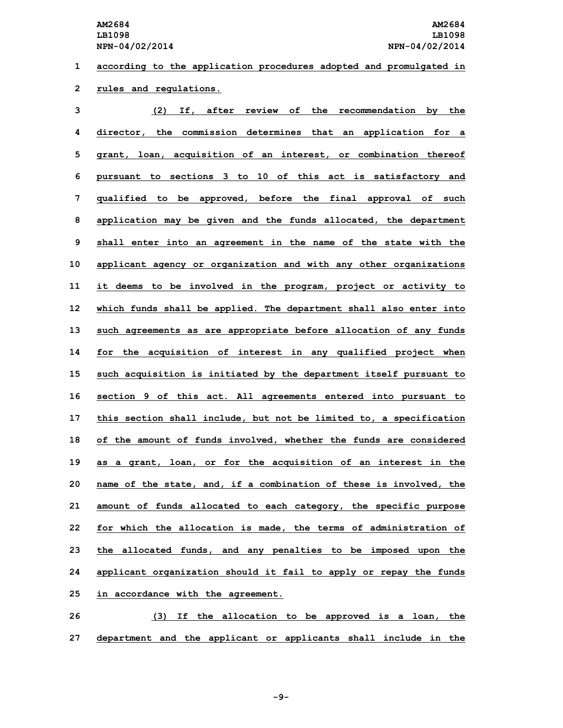according to the application procedures adopted and promulgated in rules and regulations.

(2) If, after review of the recommendation by the director, the commission determines that an application for a grant, loan, acquisition of an interest, or combination thereof pursuant to sections 3 to 10 of this act is satisfactory and qualified to be approved, before the final approval of such application may be given and the funds allocated, the department shall enter into an agreement in the name of the state with the applicant agency or organization and with any other organizations it deems to be involved in the program, project or activity to which funds shall be applied. The department shall also enter into such agreements as are appropriate before allocation of any funds for the acquisition of interest in any qualified project when such acquisition is initiated by the department itself pursuant to section 9 of this act. All agreements entered into pursuant to this section shall include, but not be limited to, a specification of the amount of funds involved, whether the funds are considered as a grant, loan, or for the acquisition of an interest in the name of the state, and, if a combination of these is involved, the amount of funds allocated to each category, the specific purpose for which the allocation is made, the terms of administration of the allocated funds, and any penalties to be imposed upon the applicant organization should it fail to apply or repay the funds in accordance with the agreement.

(3) If the allocation to be approved is a loan, the department and the applicant or applicants shall include in the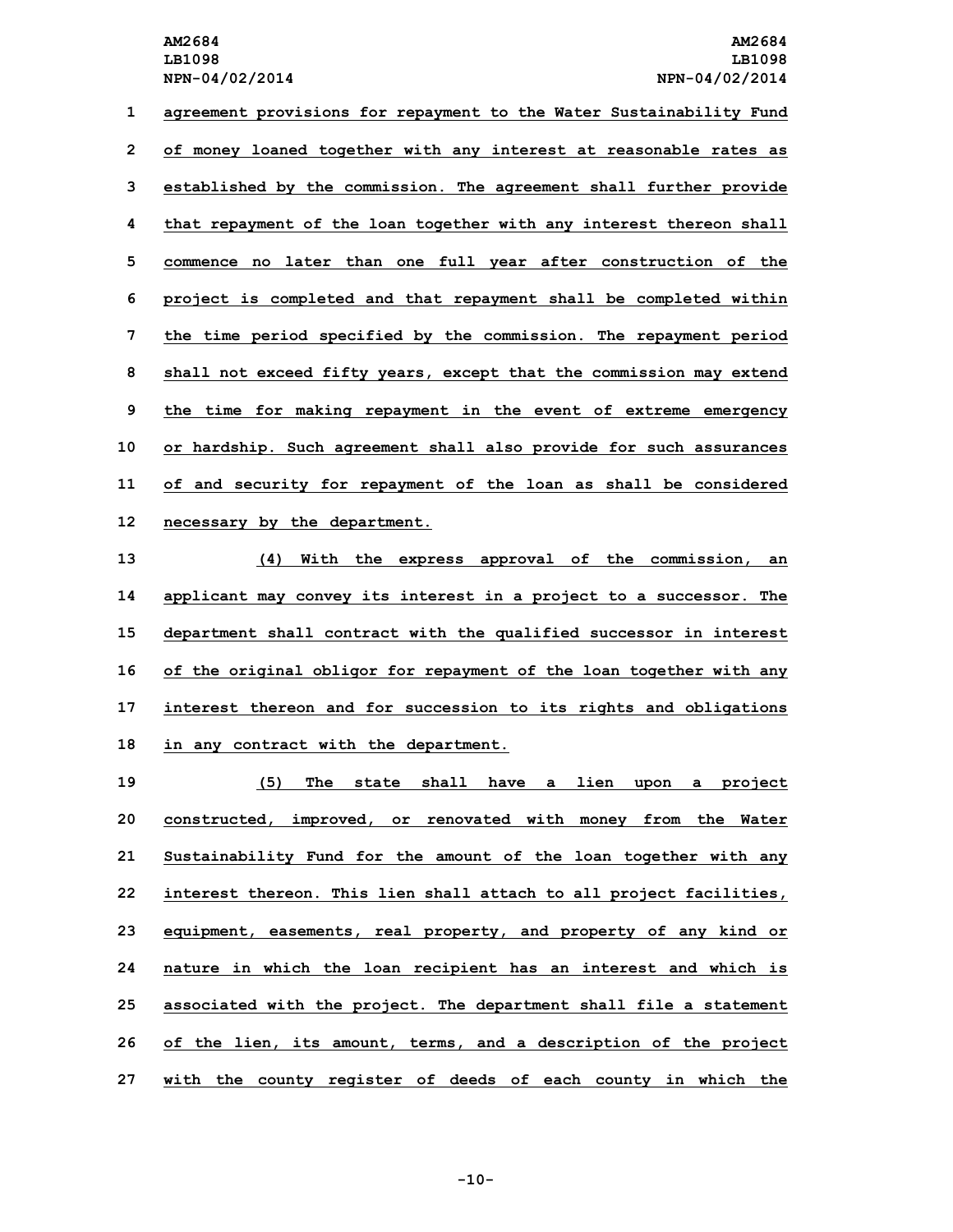agreement provisions for repayment to the Water Sustainability Fund of money loaned together with any interest at reasonable rates as established by the commission. The agreement shall further provide that repayment of the loan together with any interest thereon shall commence no later than one full year after construction of the project is completed and that repayment shall be completed within the time period specified by the commission. The repayment period shall not exceed fifty years, except that the commission may extend the time for making repayment in the event of extreme emergency or hardship. Such agreement shall also provide for such assurances of and security for repayment of the loan as shall be considered necessary by the department.

(4) With the express approval of the commission, an applicant may convey its interest in a project to a successor. The department shall contract with the qualified successor in interest of the original obligor for repayment of the loan together with any interest thereon and for succession to its rights and obligations in any contract with the department.

(5) The state shall have a lien upon a project constructed, improved, or renovated with money from the Water Sustainability Fund for the amount of the loan together with any interest thereon. This lien shall attach to all project facilities, equipment, easements, real property, and property of any kind or nature in which the loan recipient has an interest and which is associated with the project. The department shall file a statement of the lien, its amount, terms, and a description of the project with the county register of deeds of each county in which the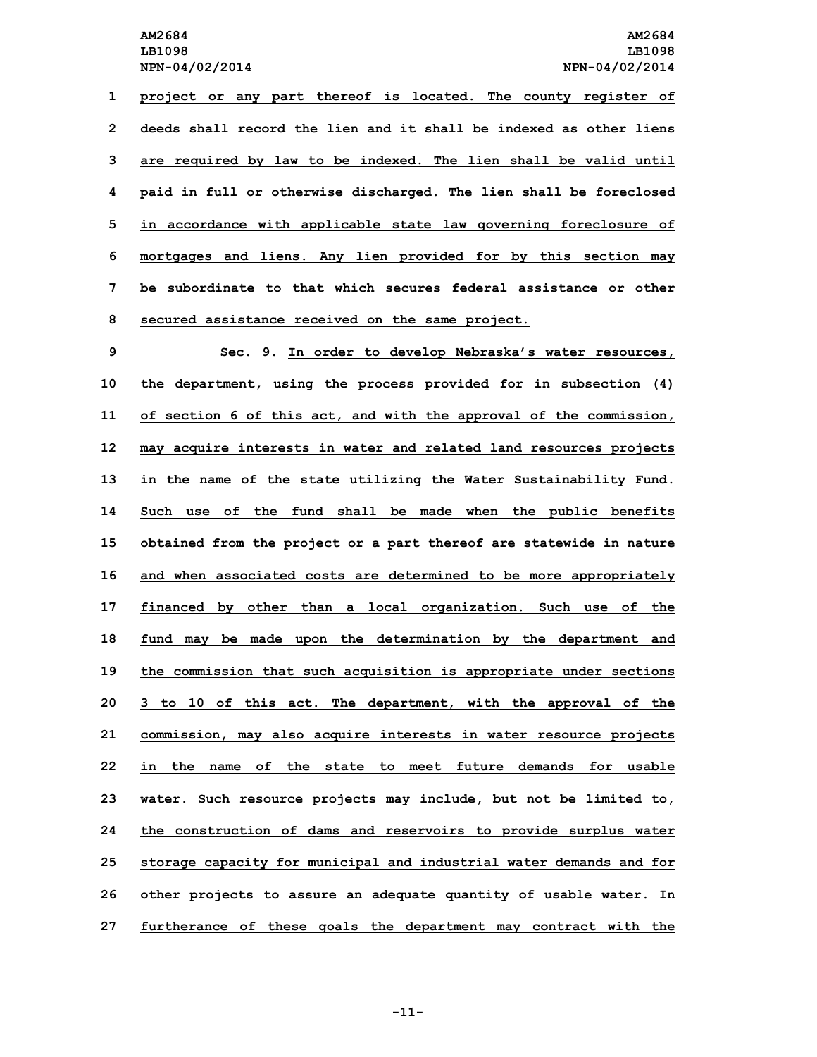project or any part thereof is located. The county register of deeds shall record the lien and it shall be indexed as other liens are required by law to be indexed. The lien shall be valid until paid in full or otherwise discharged. The lien shall be foreclosed in accordance with applicable state law governing foreclosure of mortgages and liens. Any lien provided for by this section may be subordinate to that which secures federal assistance or other secured assistance received on the same project.

Sec. 9. In order to develop Nebraska's water resources, the department, using the process provided for in subsection (4) of section 6 of this act, and with the approval of the commission, may acquire interests in water and related land resources projects in the name of the state utilizing the Water Sustainability Fund. Such use of the fund shall be made when the public benefits obtained from the project or a part thereof are statewide in nature and when associated costs are determined to be more appropriately financed by other than a local organization. Such use of the fund may be made upon the determination by the department and the commission that such acquisition is appropriate under sections 3 to 10 of this act. The department, with the approval of the commission, may also acquire interests in water resource projects in the name of the state to meet future demands for usable water. Such resource projects may include, but not be limited to, the construction of dams and reservoirs to provide surplus water storage capacity for municipal and industrial water demands and for other projects to assure an adequate quantity of usable water. In furtherance of these goals the department may contract with the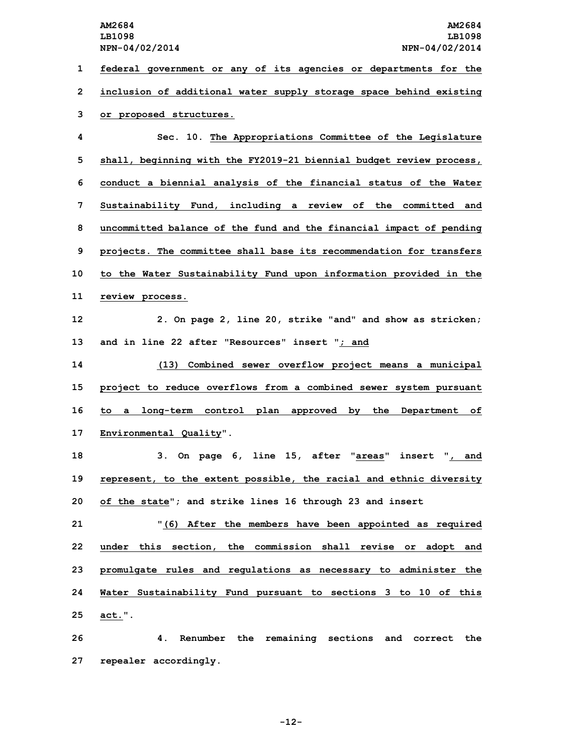federal government or any of its agencies or departments for the inclusion of additional water supply storage space behind existing or proposed structures.

Sec. 10. The Appropriations Committee of the Legislature shall, beginning with the FY2019-21 biennial budget review process, conduct a biennial analysis of the financial status of the Water Sustainability Fund, including a review of the committed and uncommitted balance of the fund and the financial impact of pending projects. The committee shall base its recommendation for transfers to the Water Sustainability Fund upon information provided in the review process.

2. On page 2, line 20, strike "and" and show as stricken; and in line 22 after "Resources" insert "; and

(13) Combined sewer overflow project means a municipal project to reduce overflows from a combined sewer system pursuant to a long-term control plan approved by the Department of Environmental Quality".

3. On page 6, line 15, after "areas" insert ", and represent, to the extent possible, the racial and ethnic diversity of the state"; and strike lines 16 through 23 and insert

"(6) After the members have been appointed as required under this section, the commission shall revise or adopt and promulgate rules and regulations as necessary to administer the Water Sustainability Fund pursuant to sections 3 to 10 of this act.".

4. Renumber the remaining sections and correct the repealer accordingly.